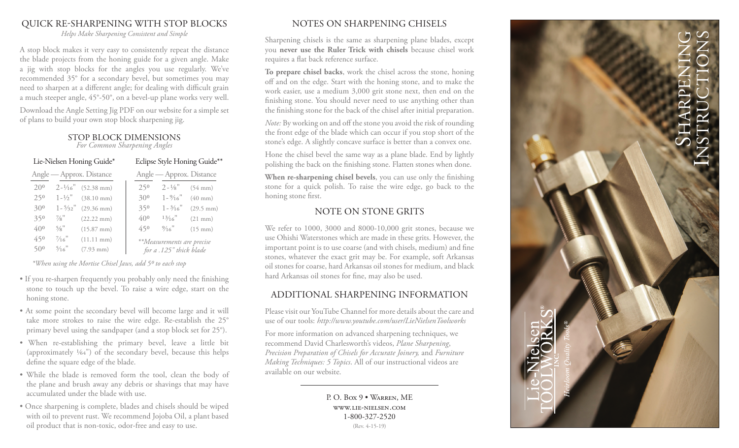## QUICK RE-SHARPENING WITH STOP BLOCKS

*Helps Make Sharpening Consistent and Simple*

A stop block makes it very easy to consistently repeat the distance the blade projects from the honing guide for a given angle. Make a jig with stop blocks for the angles you use regularly. We've recommended 35° for a secondary bevel, but sometimes you may need to sharpen at a different angle; for dealing with difficult grain a much steeper angle, 45°-50°, on a bevel-up plane works very well.

Download the Angle Setting Jig PDF on our website for a simple set of plans to build your own stop block sharpening jig.

### STOP BLOCK DIMENSIONS

*For Common Sharpening Angles*

**Lie-Nielsen Honing Guide***

| Angle | Approx. Distance | |
|---|---|---|
| 20º | 2-1/16" | (52.38 mm) |
| 25º | 1-½" | (38.10 mm) |
| 30º | 1-5/32" | (29.36 mm) |
| 35º | 7/8" | (22.22 mm) |
| 40º | 5/8" | (15.87 mm) |
| 45º | 7/16" | (11.11 mm) |
| 50º | 5/16" | (7.93 mm) |

*\*When using the Mortise Chisel Jaws, add 5º to each stop*

**Eclipse Style Honing Guide****

| Angle | Approx. Distance | |
|---|---|---|
| 25º | 2-1/8" | (54 mm) |
| 30º | 1-9/16" | (40 mm) |
| 35º | 1-3/16" | (29.5 mm) |
| 40º | 13/16" | (21 mm) |
| 45º | 9/16" | (15 mm) |

*\*\*Measurements are precise for a .125" thick blade*

- If you re-sharpen frequently you probably only need the finishing stone to touch up the bevel. To raise a wire edge, start on the honing stone.
- At some point the secondary bevel will become large and it will take more strokes to raise the wire edge. Re-establish the 25° primary bevel using the sandpaper (and a stop block set for 25°).
- When re-establishing the primary bevel, leave a little bit (approximately 1/64") of the secondary bevel, because this helps define the square edge of the blade.
- While the blade is removed form the tool, clean the body of the plane and brush away any debris or shavings that may have accumulated under the blade with use.
- Once sharpening is complete, blades and chisels should be wiped with oil to prevent rust. We recommend Jojoba Oil, a plant based oil product that is non-toxic, odor-free and easy to use.

## NOTES ON SHARPENING CHISELS

Sharpening chisels is the same as sharpening plane blades, except you **never use the Ruler Trick with chisels** because chisel work requires a flat back reference surface.

**To prepare chisel backs**, work the chisel across the stone, honing off and on the edge. Start with the honing stone, and to make the work easier, use a medium 3,000 grit stone next, then end on the finishing stone. You should never need to use anything other than the finishing stone for the back of the chisel after initial preparation.

*Note:* By working on and off the stone you avoid the risk of rounding the front edge of the blade which can occur if you stop short of the stone's edge. A slightly concave surface is better than a convex one.

Hone the chisel bevel the same way as a plane blade. End by lightly polishing the back on the finishing stone. Flatten stones when done.

**When re-sharpening chisel bevels**, you can use only the finishing stone for a quick polish. To raise the wire edge, go back to the honing stone first.

## NOTE ON STONE GRITS

We refer to 1000, 3000 and 8000-10,000 grit stones, because we use Ohishi Waterstones which are made in these grits. However, the important point is to use coarse (and with chisels, medium) and fine stones, whatever the exact grit may be. For example, soft Arkansas oil stones for coarse, hard Arkansas oil stones for medium, and black hard Arkansas oil stones for fine, may also be used.

## ADDITIONAL SHARPENING INFORMATION

Please visit our YouTube Channel for more details about the care and use of our tools: *http://www.youtube.com/user/LieNielsenToolworks*

For more information on advanced sharpening techniques, we recommend David Charlesworth's videos, *Plane Sharpening*, *Precision Preparation of Chisels for Accurate Joinery,* and *Furniture Making Techniques: 5 Topics*. All of our instructional videos are available on our website.

P. O. Box 9 • Warren, ME
www.lie-nielsen.com
1-800-327-2520
(Rev. 4-15-19)

# Sharpening Instructions

Lie-Nielsen TOOLWORKS® INC.
*Heirloom Quality Tools®*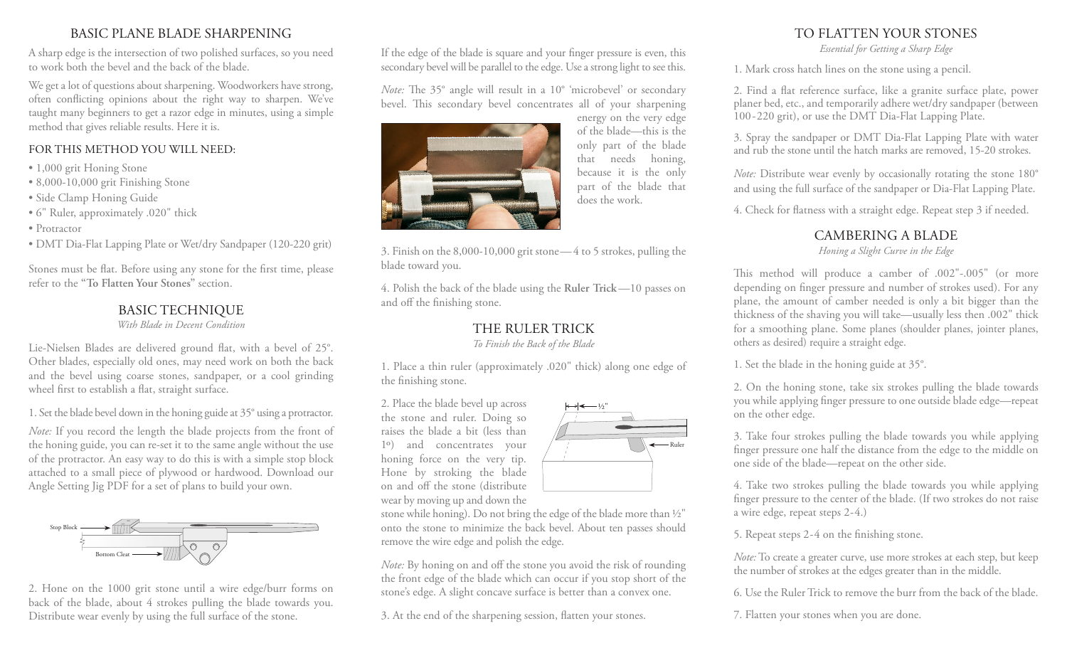## BASIC PLANE BLADE SHARPENING

A sharp edge is the intersection of two polished surfaces, so you need to work both the bevel and the back of the blade.

We get a lot of questions about sharpening. Woodworkers have strong, often conflicting opinions about the right way to sharpen. We've taught many beginners to get a razor edge in minutes, using a simple method that gives reliable results. Here it is.

### FOR THIS METHOD YOU WILL NEED:

- 1,000 grit Honing Stone
- 8,000-10,000 grit Finishing Stone
- Side Clamp Honing Guide
- 6" Ruler, approximately .020" thick
- Protractor
- DMT Dia-Flat Lapping Plate or Wet/dry Sandpaper (120-220 grit)

Stones must be flat. Before using any stone for the first time, please refer to the "**To Flatten Your Stones**" section.

## BASIC TECHNIQUE

*With Blade in Decent Condition*

Lie-Nielsen Blades are delivered ground flat, with a bevel of 25°. Other blades, especially old ones, may need work on both the back and the bevel using coarse stones, sandpaper, or a cool grinding wheel first to establish a flat, straight surface.

1. Set the blade bevel down in the honing guide at 35° using a protractor.

*Note:* If you record the length the blade projects from the front of the honing guide, you can re-set it to the same angle without the use of the protractor. An easy way to do this is with a simple stop block attached to a small piece of plywood or hardwood. Download our Angle Setting Jig PDF for a set of plans to build your own.

Stop Block

Bottom Cleat

2. Hone on the 1000 grit stone until a wire edge/burr forms on back of the blade, about 4 strokes pulling the blade towards you. Distribute wear evenly by using the full surface of the stone.

If the edge of the blade is square and your finger pressure is even, this secondary bevel will be parallel to the edge. Use a strong light to see this.

*Note:* The 35° angle will result in a 10° 'microbevel' or secondary bevel. This secondary bevel concentrates all of your sharpening energy on the very edge of the blade—this is the only part of the blade that needs honing, because it is the only part of the blade that does the work.

3. Finish on the 8,000-10,000 grit stone—4 to 5 strokes, pulling the blade toward you.

4. Polish the back of the blade using the **Ruler Trick**—10 passes on and off the finishing stone.

## THE RULER TRICK

*To Finish the Back of the Blade*

1. Place a thin ruler (approximately .020" thick) along one edge of the finishing stone.

2. Place the blade bevel up across the stone and ruler. Doing so raises the blade a bit (less than 1°) and concentrates your honing force on the very tip. Hone by stroking the blade on and off the stone (distribute wear by moving up and down the stone while honing). Do not bring the edge of the blade more than ½" onto the stone to minimize the back bevel. About ten passes should remove the wire edge and polish the edge.

½"

Ruler

*Note:* By honing on and off the stone you avoid the risk of rounding the front edge of the blade which can occur if you stop short of the stone's edge. A slight concave surface is better than a convex one.

3. At the end of the sharpening session, flatten your stones.

## TO FLATTEN YOUR STONES

*Essential for Getting a Sharp Edge*

1. Mark cross hatch lines on the stone using a pencil.

2. Find a flat reference surface, like a granite surface plate, power planer bed, etc., and temporarily adhere wet/dry sandpaper (between 100-220 grit), or use the DMT Dia-Flat Lapping Plate.

3. Spray the sandpaper or DMT Dia-Flat Lapping Plate with water and rub the stone until the hatch marks are removed, 15-20 strokes.

*Note:* Distribute wear evenly by occasionally rotating the stone 180° and using the full surface of the sandpaper or Dia-Flat Lapping Plate.

4. Check for flatness with a straight edge. Repeat step 3 if needed.

## CAMBERING A BLADE

*Honing a Slight Curve in the Edge*

This method will produce a camber of .002"-.005" (or more depending on finger pressure and number of strokes used). For any plane, the amount of camber needed is only a bit bigger than the thickness of the shaving you will take—usually less then .002" thick for a smoothing plane. Some planes (shoulder planes, jointer planes, others as desired) require a straight edge.

1. Set the blade in the honing guide at 35°.

2. On the honing stone, take six strokes pulling the blade towards you while applying finger pressure to one outside blade edge—repeat on the other edge.

3. Take four strokes pulling the blade towards you while applying finger pressure one half the distance from the edge to the middle on one side of the blade—repeat on the other side.

4. Take two strokes pulling the blade towards you while applying finger pressure to the center of the blade. (If two strokes do not raise a wire edge, repeat steps 2-4.)

5. Repeat steps 2-4 on the finishing stone.

*Note:* To create a greater curve, use more strokes at each step, but keep the number of strokes at the edges greater than in the middle.

6. Use the Ruler Trick to remove the burr from the back of the blade.

7. Flatten your stones when you are done.